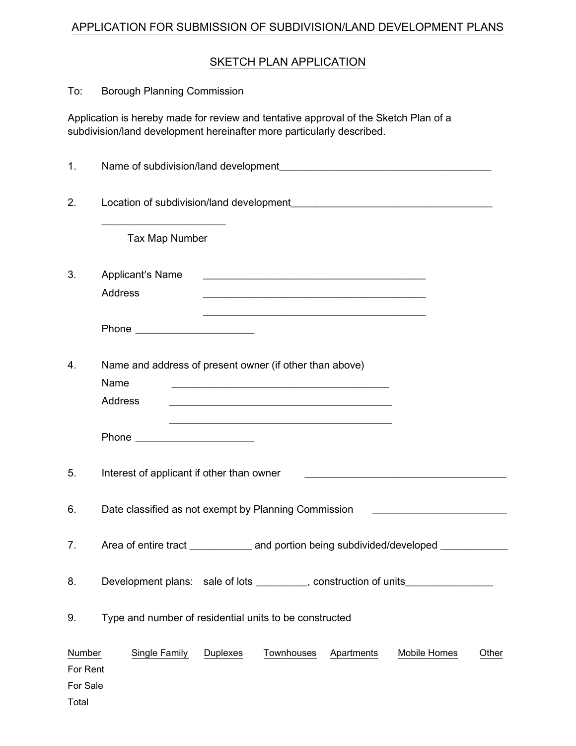# APPLICATION FOR SUBMISSION OF SUBDIVISION/LAND DEVELOPMENT PLANS

## SKETCH PLAN APPLICATION

To: Borough Planning Commission

Application is hereby made for review and tentative approval of the Sketch Plan of a subdivision/land development hereinafter more particularly described.

1. Name of subdivision/land development_______________________________________

2. Location of subdivision/land development____________________________________

   ______________________
   Tax Map Number

3. Applicant's Name ________________________________________
   Address ________________________________________
   ________________________________________
   Phone ____________________

4. Name and address of present owner (if other than above)
   Name ________________________________________
   Address ________________________________________
   ________________________________________
   Phone ____________________

5. Interest of applicant if other than owner ____________________________________

6. Date classified as not exempt by Planning Commission ______________________

7. Area of entire tract ___________ and portion being subdivided/developed ____________

8. Development plans: sale of lots _________, construction of units_______________

9. Type and number of residential units to be constructed

| Number | Single Family | Duplexes | Townhouses | Apartments | Mobile Homes | Other |
|---|---|---|---|---|---|---|
| For Rent | | | | | | |
| For Sale | | | | | | |
| Total | | | | | | |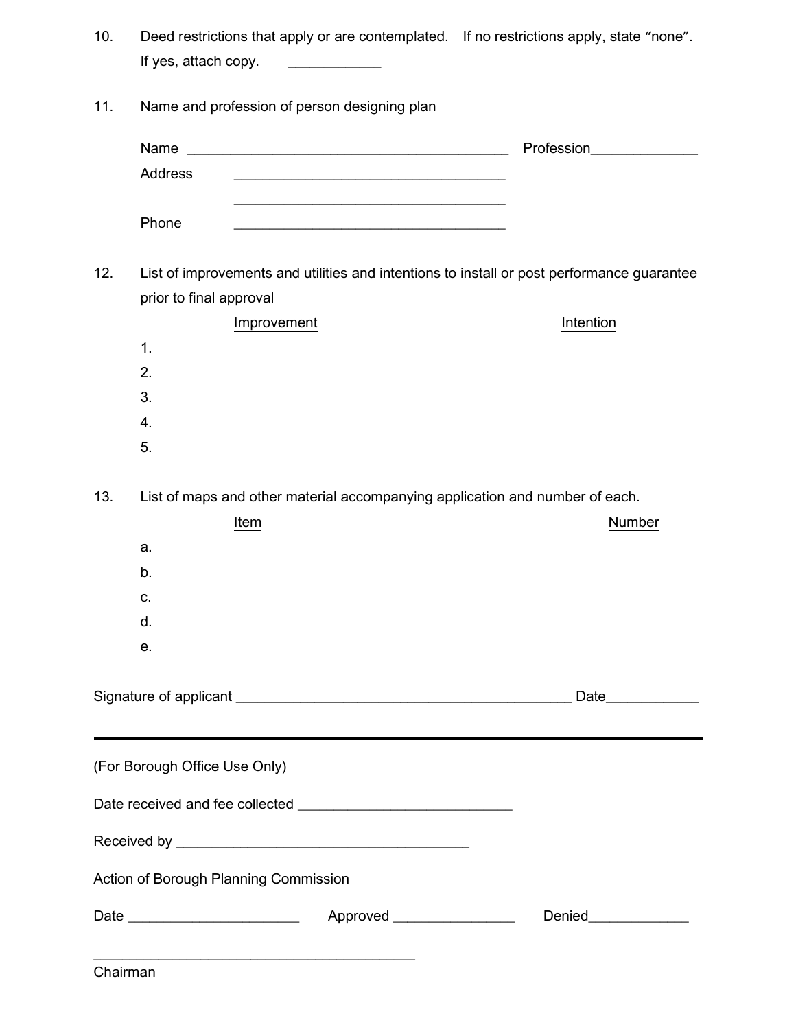10. Deed restrictions that apply or are contemplated. If no restrictions apply, state "none". If yes, attach copy. ____________

11. Name and profession of person designing plan

    Name ___________________________________________ Profession_____________

    Address ___________________________________

    ___________________________________

    Phone ___________________________________

12. List of improvements and utilities and intentions to install or post performance guarantee prior to final approval

| Improvement | Intention |
|---|---|
| 1. | |
| 2. | |
| 3. | |
| 4. | |
| 5. | |

13. List of maps and other material accompanying application and number of each.

| Item | Number |
|---|---|
| a. | |
| b. | |
| c. | |
| d. | |
| e. | |

Signature of applicant _____________________________________________ Date____________

---

(For Borough Office Use Only)

Date received and fee collected ____________________________

Received by ______________________________________

Action of Borough Planning Commission

Date ______________________ Approved ________________ Denied_____________

___________________________________________
Chairman